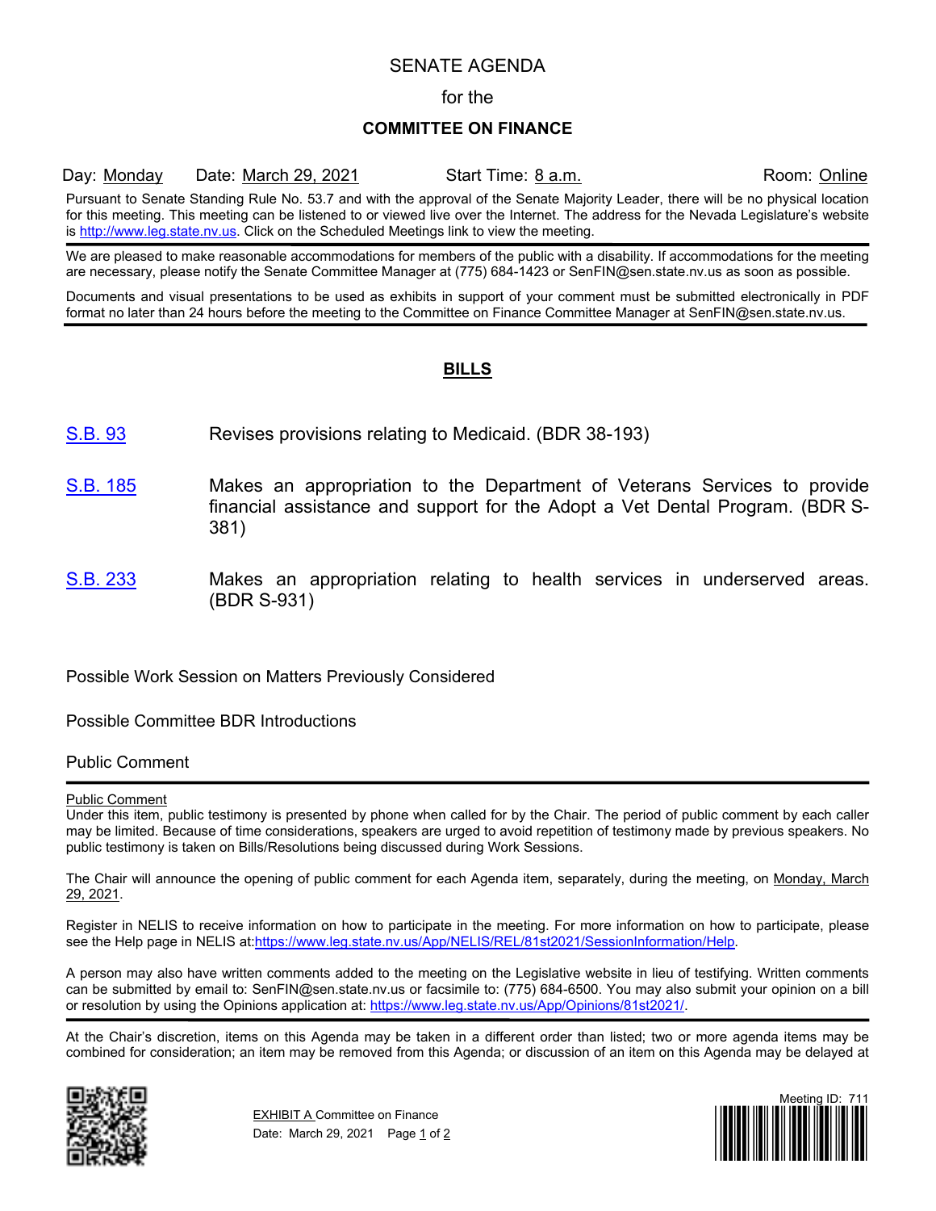# SENATE AGENDA

for the

**COMMITTEE ON FINANCE**

Day: Monday Date: March 29, 2021 Start Time: 8 a.m. Room: Online

Pursuant to Senate Standing Rule No. 53.7 and with the approval of the Senate Majority Leader, there will be no physical location for this meeting. This meeting can be listened to or viewed live over the Internet. The address for the Nevada Legislature's website is http://www.leg.state.nv.us. Click on the Scheduled Meetings link to view the meeting.

We are pleased to make reasonable accommodations for members of the public with a disability. If accommodations for the meeting are necessary, please notify the Senate Committee Manager at (775) 684-1423 or SenFIN@sen.state.nv.us as soon as possible.

Documents and visual presentations to be used as exhibits in support of your comment must be submitted electronically in PDF format no later than 24 hours before the meeting to the Committee on Finance Committee Manager at SenFIN@sen.state.nv.us.

## BILLS

S.B. 93 Revises provisions relating to Medicaid. (BDR 38-193)

S.B. 185 Makes an appropriation to the Department of Veterans Services to provide financial assistance and support for the Adopt a Vet Dental Program. (BDR S-381)

S.B. 233 Makes an appropriation relating to health services in underserved areas. (BDR S-931)

Possible Work Session on Matters Previously Considered

Possible Committee BDR Introductions

Public Comment

Public Comment

Under this item, public testimony is presented by phone when called for by the Chair. The period of public comment by each caller may be limited. Because of time considerations, speakers are urged to avoid repetition of testimony made by previous speakers. No public testimony is taken on Bills/Resolutions being discussed during Work Sessions.

The Chair will announce the opening of public comment for each Agenda item, separately, during the meeting, on Monday, March 29, 2021.

Register in NELIS to receive information on how to participate in the meeting. For more information on how to participate, please see the Help page in NELIS at:https://www.leg.state.nv.us/App/NELIS/REL/81st2021/SessionInformation/Help.

A person may also have written comments added to the meeting on the Legislative website in lieu of testifying. Written comments can be submitted by email to: SenFIN@sen.state.nv.us or facsimile to: (775) 684-6500. You may also submit your opinion on a bill or resolution by using the Opinions application at: https://www.leg.state.nv.us/App/Opinions/81st2021/.

At the Chair's discretion, items on this Agenda may be taken in a different order than listed; two or more agenda items may be combined for consideration; an item may be removed from this Agenda; or discussion of an item on this Agenda may be delayed at

EXHIBIT A Committee on Finance

Date: March 29, 2021

Meeting ID: 711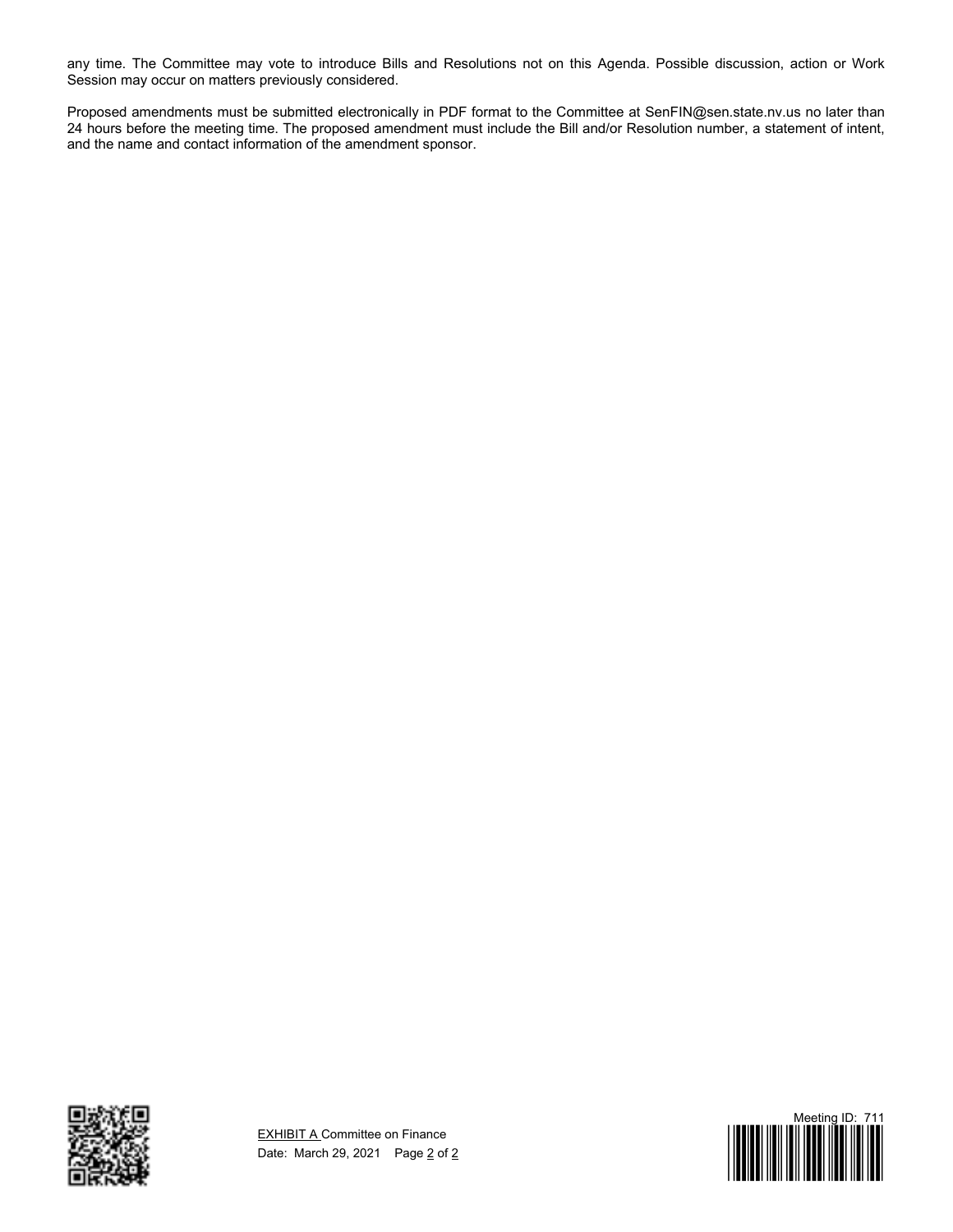any time. The Committee may vote to introduce Bills and Resolutions not on this Agenda. Possible discussion, action or Work Session may occur on matters previously considered.

Proposed amendments must be submitted electronically in PDF format to the Committee at SenFIN@sen.state.nv.us no later than 24 hours before the meeting time. The proposed amendment must include the Bill and/or Resolution number, a statement of intent, and the name and contact information of the amendment sponsor.